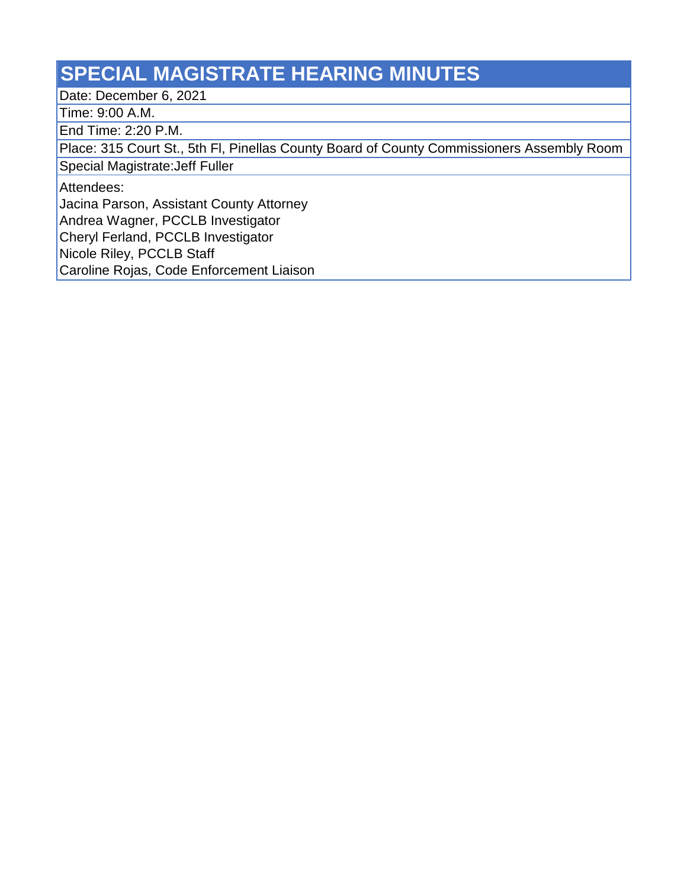# SPECIAL MAGISTRATE HEARING MINUTES

Date: December 6, 2021

Time: 9:00 A.M.

End Time: 2:20 P.M.

Place: 315 Court St., 5th Fl, Pinellas County Board of County Commissioners Assembly Room

Special Magistrate:Jeff Fuller

Attendees:

Jacina Parson, Assistant County Attorney

Andrea Wagner, PCCLB Investigator

Cheryl Ferland, PCCLB Investigator

Nicole Riley, PCCLB Staff

Caroline Rojas, Code Enforcement Liaison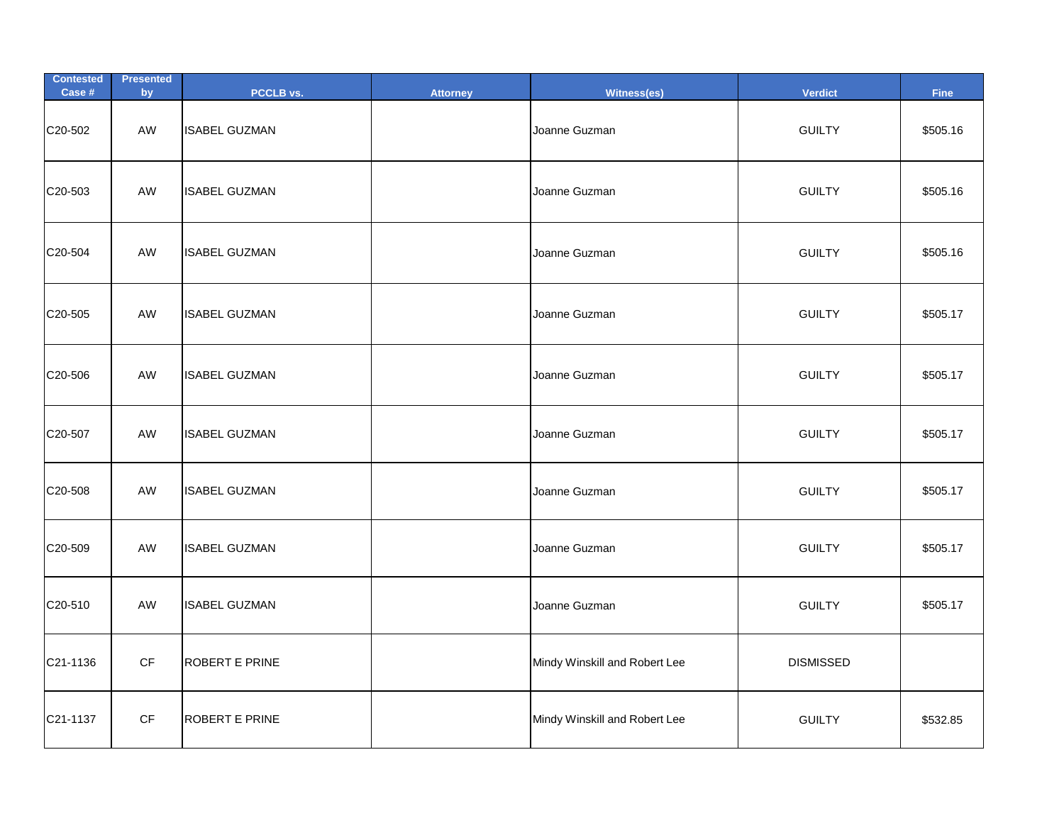| Contested Case # | Presented by | PCCLB vs. | Attorney | Witness(es) | Verdict | Fine |
|---|---|---|---|---|---|---|
| C20-502 | AW | ISABEL GUZMAN | | Joanne Guzman | GUILTY | $505.16 |
| C20-503 | AW | ISABEL GUZMAN | | Joanne Guzman | GUILTY | $505.16 |
| C20-504 | AW | ISABEL GUZMAN | | Joanne Guzman | GUILTY | $505.16 |
| C20-505 | AW | ISABEL GUZMAN | | Joanne Guzman | GUILTY | $505.17 |
| C20-506 | AW | ISABEL GUZMAN | | Joanne Guzman | GUILTY | $505.17 |
| C20-507 | AW | ISABEL GUZMAN | | Joanne Guzman | GUILTY | $505.17 |
| C20-508 | AW | ISABEL GUZMAN | | Joanne Guzman | GUILTY | $505.17 |
| C20-509 | AW | ISABEL GUZMAN | | Joanne Guzman | GUILTY | $505.17 |
| C20-510 | AW | ISABEL GUZMAN | | Joanne Guzman | GUILTY | $505.17 |
| C21-1136 | CF | ROBERT E PRINE | | Mindy Winskill and Robert Lee | DISMISSED | |
| C21-1137 | CF | ROBERT E PRINE | | Mindy Winskill and Robert Lee | GUILTY | $532.85 |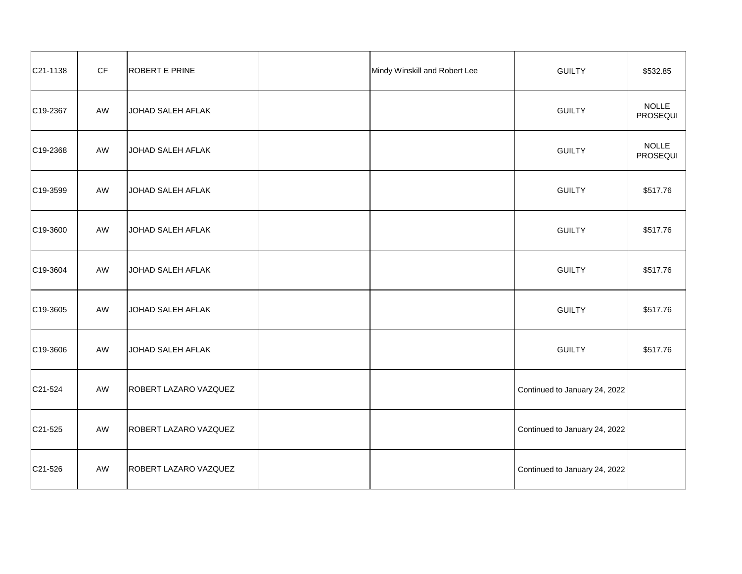| | | | | | | |
|---|---|---|---|---|---|---|
| C21-1138 | CF | ROBERT E PRINE | | Mindy Winskill and Robert Lee | GUILTY | $532.85 |
| C19-2367 | AW | JOHAD SALEH AFLAK | | | GUILTY | NOLLE PROSEQUI |
| C19-2368 | AW | JOHAD SALEH AFLAK | | | GUILTY | NOLLE PROSEQUI |
| C19-3599 | AW | JOHAD SALEH AFLAK | | | GUILTY | $517.76 |
| C19-3600 | AW | JOHAD SALEH AFLAK | | | GUILTY | $517.76 |
| C19-3604 | AW | JOHAD SALEH AFLAK | | | GUILTY | $517.76 |
| C19-3605 | AW | JOHAD SALEH AFLAK | | | GUILTY | $517.76 |
| C19-3606 | AW | JOHAD SALEH AFLAK | | | GUILTY | $517.76 |
| C21-524 | AW | ROBERT LAZARO VAZQUEZ | | | Continued to January 24, 2022 | |
| C21-525 | AW | ROBERT LAZARO VAZQUEZ | | | Continued to January 24, 2022 | |
| C21-526 | AW | ROBERT LAZARO VAZQUEZ | | | Continued to January 24, 2022 | |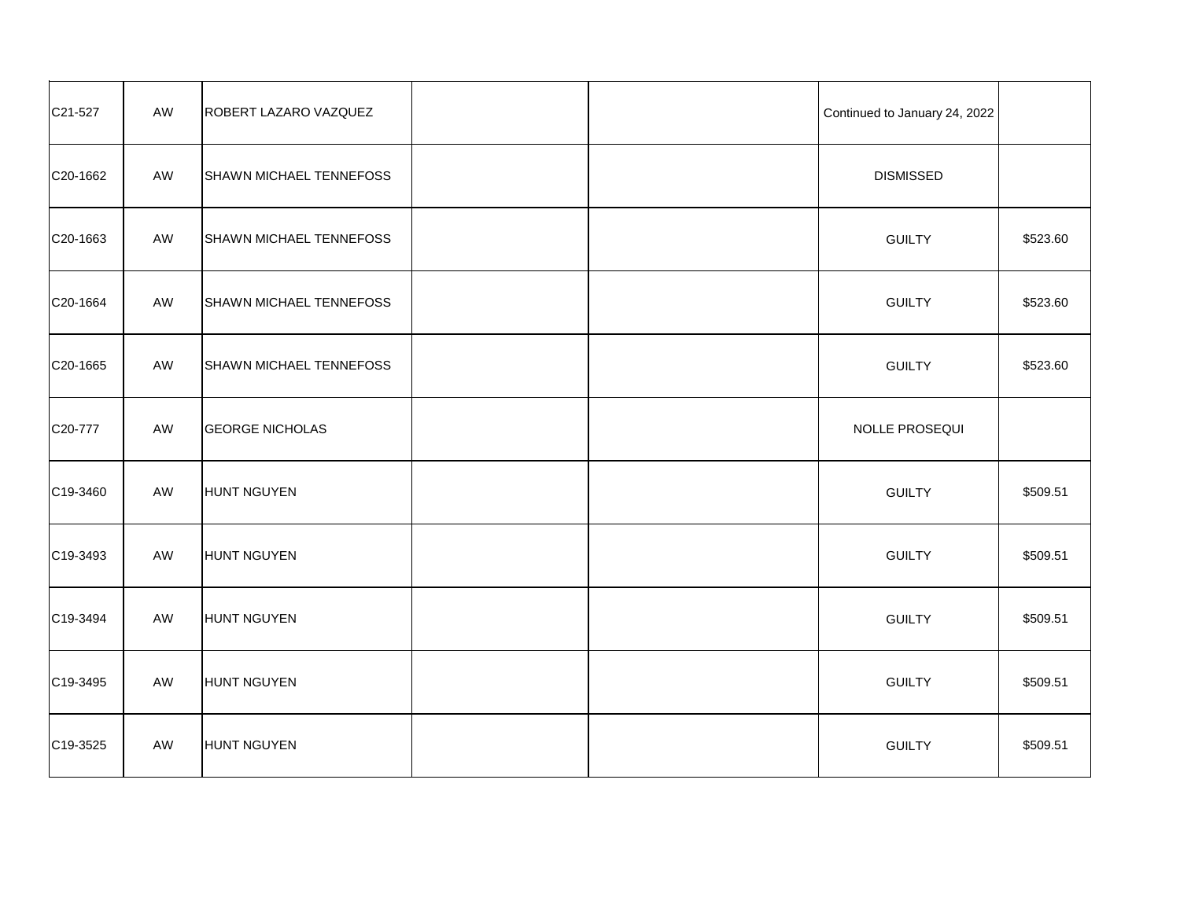| | | | | | | |
|---|---|---|---|---|---|---|
| C21-527 | AW | ROBERT LAZARO VAZQUEZ | | | Continued to January 24, 2022 | |
| C20-1662 | AW | SHAWN MICHAEL TENNEFOSS | | | DISMISSED | |
| C20-1663 | AW | SHAWN MICHAEL TENNEFOSS | | | GUILTY | $523.60 |
| C20-1664 | AW | SHAWN MICHAEL TENNEFOSS | | | GUILTY | $523.60 |
| C20-1665 | AW | SHAWN MICHAEL TENNEFOSS | | | GUILTY | $523.60 |
| C20-777 | AW | GEORGE NICHOLAS | | | NOLLE PROSEQUI | |
| C19-3460 | AW | HUNT NGUYEN | | | GUILTY | $509.51 |
| C19-3493 | AW | HUNT NGUYEN | | | GUILTY | $509.51 |
| C19-3494 | AW | HUNT NGUYEN | | | GUILTY | $509.51 |
| C19-3495 | AW | HUNT NGUYEN | | | GUILTY | $509.51 |
| C19-3525 | AW | HUNT NGUYEN | | | GUILTY | $509.51 |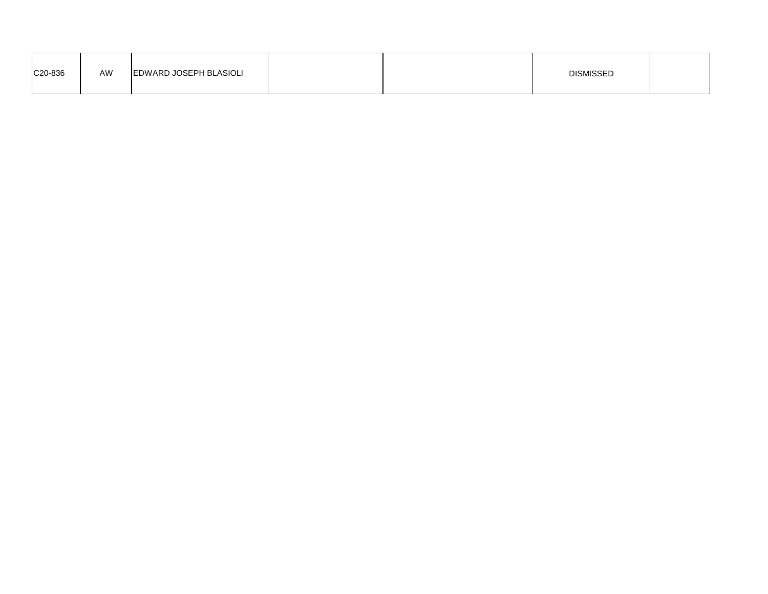| | | | | | | |
|---|---|---|---|---|---|---|
| C20-836 | AW | EDWARD JOSEPH BLASIOLI | | | DISMISSED | |